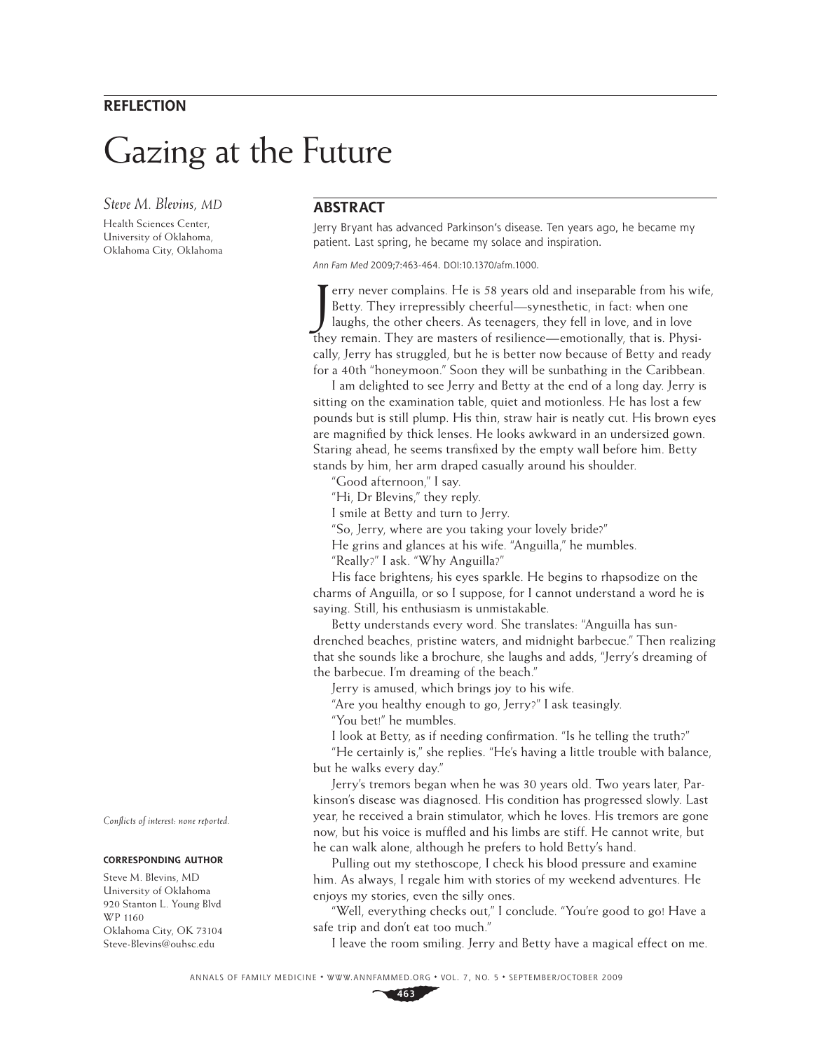**REFLECTION**

# Gazing at the Future

*Steve M. Blevins, MD*

Health Sciences Center, University of Oklahoma, Oklahoma City, Oklahoma

## ABSTRACT

Jerry Bryant has advanced Parkinson's disease. Ten years ago, he became my patient. Last spring, he became my solace and inspiration.

*Ann Fam Med* 2009;7:463-464. DOI:10.1370/afm.1000.

Jerry never complains. He is 58 years old and inseparable from his wife, Betty. They irrepressibly cheerful—synesthetic, in fact: when one laughs, the other cheers. As teenagers, they fell in love, and in love they remain. They are masters of resilience—emotionally, that is. Physically, Jerry has struggled, but he is better now because of Betty and ready for a 40th "honeymoon." Soon they will be sunbathing in the Caribbean.

I am delighted to see Jerry and Betty at the end of a long day. Jerry is sitting on the examination table, quiet and motionless. He has lost a few pounds but is still plump. His thin, straw hair is neatly cut. His brown eyes are magnified by thick lenses. He looks awkward in an undersized gown. Staring ahead, he seems transfixed by the empty wall before him. Betty stands by him, her arm draped casually around his shoulder.

"Good afternoon," I say.

"Hi, Dr Blevins," they reply.

I smile at Betty and turn to Jerry.

"So, Jerry, where are you taking your lovely bride?"

He grins and glances at his wife. "Anguilla," he mumbles.

"Really?" I ask. "Why Anguilla?"

His face brightens; his eyes sparkle. He begins to rhapsodize on the charms of Anguilla, or so I suppose, for I cannot understand a word he is saying. Still, his enthusiasm is unmistakable.

Betty understands every word. She translates: "Anguilla has sun-drenched beaches, pristine waters, and midnight barbecue." Then realizing that she sounds like a brochure, she laughs and adds, "Jerry's dreaming of the barbecue. I'm dreaming of the beach."

Jerry is amused, which brings joy to his wife.

"Are you healthy enough to go, Jerry?" I ask teasingly.

"You bet!" he mumbles.

I look at Betty, as if needing confirmation. "Is he telling the truth?"

"He certainly is," she replies. "He's having a little trouble with balance, but he walks every day."

Jerry's tremors began when he was 30 years old. Two years later, Parkinson's disease was diagnosed. His condition has progressed slowly. Last year, he received a brain stimulator, which he loves. His tremors are gone now, but his voice is muffled and his limbs are stiff. He cannot write, but he can walk alone, although he prefers to hold Betty's hand.

Pulling out my stethoscope, I check his blood pressure and examine him. As always, I regale him with stories of my weekend adventures. He enjoys my stories, even the silly ones.

"Well, everything checks out," I conclude. "You're good to go! Have a safe trip and don't eat too much."

I leave the room smiling. Jerry and Betty have a magical effect on me.

*Conflicts of interest: none reported.*

**CORRESPONDING AUTHOR**

Steve M. Blevins, MD
University of Oklahoma
920 Stanton L. Young Blvd
WP 1160
Oklahoma City, OK 73104
Steve-Blevins@ouhsc.edu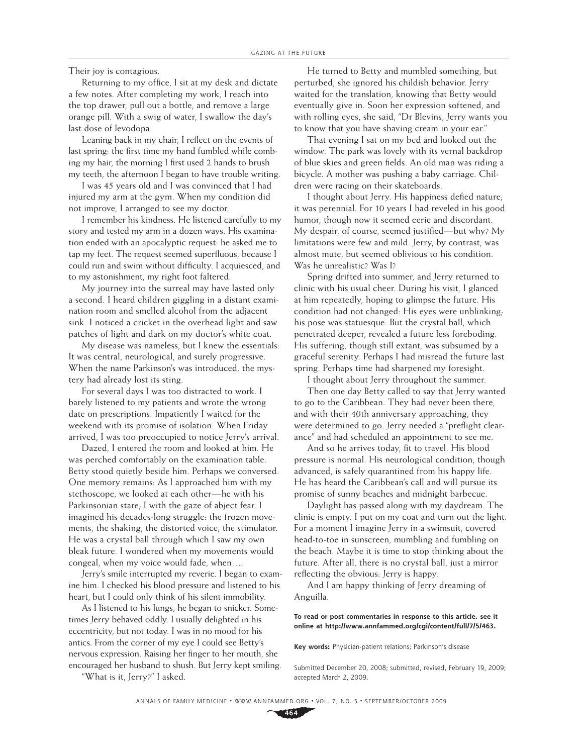Their joy is contagious.

Returning to my office, I sit at my desk and dictate a few notes. After completing my work, I reach into the top drawer, pull out a bottle, and remove a large orange pill. With a swig of water, I swallow the day's last dose of levodopa.

Leaning back in my chair, I reflect on the events of last spring: the first time my hand fumbled while combing my hair, the morning I first used 2 hands to brush my teeth, the afternoon I began to have trouble writing.

I was 45 years old and I was convinced that I had injured my arm at the gym. When my condition did not improve, I arranged to see my doctor.

I remember his kindness. He listened carefully to my story and tested my arm in a dozen ways. His examination ended with an apocalyptic request: he asked me to tap my feet. The request seemed superfluous, because I could run and swim without difficulty. I acquiesced, and to my astonishment, my right foot faltered.

My journey into the surreal may have lasted only a second. I heard children giggling in a distant examination room and smelled alcohol from the adjacent sink. I noticed a cricket in the overhead light and saw patches of light and dark on my doctor's white coat.

My disease was nameless, but I knew the essentials: It was central, neurological, and surely progressive. When the name Parkinson's was introduced, the mystery had already lost its sting.

For several days I was too distracted to work. I barely listened to my patients and wrote the wrong date on prescriptions. Impatiently I waited for the weekend with its promise of isolation. When Friday arrived, I was too preoccupied to notice Jerry's arrival.

Dazed, I entered the room and looked at him. He was perched comfortably on the examination table. Betty stood quietly beside him. Perhaps we conversed. One memory remains: As I approached him with my stethoscope, we looked at each other—he with his Parkinsonian stare; I with the gaze of abject fear. I imagined his decades-long struggle: the frozen movements, the shaking, the distorted voice, the stimulator. He was a crystal ball through which I saw my own bleak future. I wondered when my movements would congeal, when my voice would fade, when….

Jerry's smile interrupted my reverie. I began to examine him. I checked his blood pressure and listened to his heart, but I could only think of his silent immobility.

As I listened to his lungs, he began to snicker. Sometimes Jerry behaved oddly. I usually delighted in his eccentricity, but not today. I was in no mood for his antics. From the corner of my eye I could see Betty's nervous expression. Raising her finger to her mouth, she encouraged her husband to shush. But Jerry kept smiling.

"What is it, Jerry?" I asked.

He turned to Betty and mumbled something, but perturbed, she ignored his childish behavior. Jerry waited for the translation, knowing that Betty would eventually give in. Soon her expression softened, and with rolling eyes, she said, "Dr Blevins, Jerry wants you to know that you have shaving cream in your ear."

That evening I sat on my bed and looked out the window. The park was lovely with its vernal backdrop of blue skies and green fields. An old man was riding a bicycle. A mother was pushing a baby carriage. Children were racing on their skateboards.

I thought about Jerry. His happiness defied nature; it was perennial. For 10 years I had reveled in his good humor, though now it seemed eerie and discordant. My despair, of course, seemed justified—but why? My limitations were few and mild. Jerry, by contrast, was almost mute, but seemed oblivious to his condition. Was he unrealistic? Was I?

Spring drifted into summer, and Jerry returned to clinic with his usual cheer. During his visit, I glanced at him repeatedly, hoping to glimpse the future. His condition had not changed: His eyes were unblinking; his pose was statuesque. But the crystal ball, which penetrated deeper, revealed a future less foreboding. His suffering, though still extant, was subsumed by a graceful serenity. Perhaps I had misread the future last spring. Perhaps time had sharpened my foresight.

I thought about Jerry throughout the summer.

Then one day Betty called to say that Jerry wanted to go to the Caribbean. They had never been there, and with their 40th anniversary approaching, they were determined to go. Jerry needed a "preflight clearance" and had scheduled an appointment to see me.

And so he arrives today, fit to travel. His blood pressure is normal. His neurological condition, though advanced, is safely quarantined from his happy life. He has heard the Caribbean's call and will pursue its promise of sunny beaches and midnight barbecue.

Daylight has passed along with my daydream. The clinic is empty. I put on my coat and turn out the light. For a moment I imagine Jerry in a swimsuit, covered head-to-toe in sunscreen, mumbling and fumbling on the beach. Maybe it is time to stop thinking about the future. After all, there is no crystal ball, just a mirror reflecting the obvious: Jerry is happy.

And I am happy thinking of Jerry dreaming of Anguilla.

**To read or post commentaries in response to this article, see it online at http://www.annfammed.org/cgi/content/full/7/5/463.**

**Key words:** Physician-patient relations; Parkinson's disease

Submitted December 20, 2008; submitted, revised, February 19, 2009; accepted March 2, 2009.